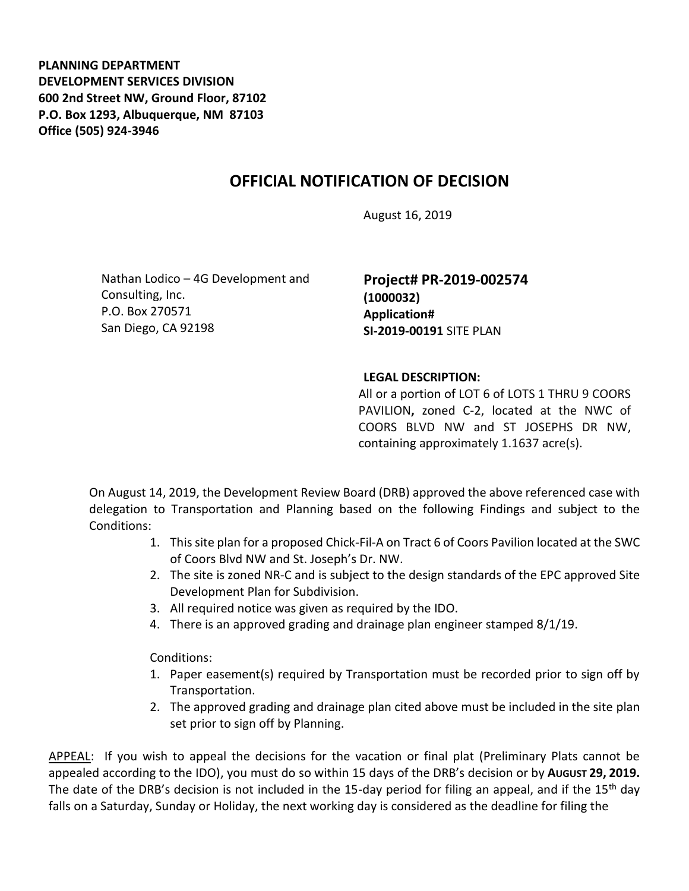**PLANNING DEPARTMENT**
**DEVELOPMENT SERVICES DIVISION**
**600 2nd Street NW, Ground Floor, 87102**
**P.O. Box 1293, Albuquerque, NM 87103**
**Office (505) 924-3946**

# OFFICIAL NOTIFICATION OF DECISION

August 16, 2019

Nathan Lodico – 4G Development and Consulting, Inc.
P.O. Box 270571
San Diego, CA 92198

**Project# PR-2019-002574**
**(1000032)**
**Application#**
**SI-2019-00191** SITE PLAN

**LEGAL DESCRIPTION:**
All or a portion of LOT 6 of LOTS 1 THRU 9 COORS PAVILION**,** zoned C-2, located at the NWC of COORS BLVD NW and ST JOSEPHS DR NW, containing approximately 1.1637 acre(s).

On August 14, 2019, the Development Review Board (DRB) approved the above referenced case with delegation to Transportation and Planning based on the following Findings and subject to the Conditions:

1. This site plan for a proposed Chick-Fil-A on Tract 6 of Coors Pavilion located at the SWC of Coors Blvd NW and St. Joseph's Dr. NW.
2. The site is zoned NR-C and is subject to the design standards of the EPC approved Site Development Plan for Subdivision.
3. All required notice was given as required by the IDO.
4. There is an approved grading and drainage plan engineer stamped 8/1/19.

Conditions:

1. Paper easement(s) required by Transportation must be recorded prior to sign off by Transportation.
2. The approved grading and drainage plan cited above must be included in the site plan set prior to sign off by Planning.

<u>APPEAL</u>: If you wish to appeal the decisions for the vacation or final plat (Preliminary Plats cannot be appealed according to the IDO), you must do so within 15 days of the DRB's decision or by **AUGUST 29, 2019.** The date of the DRB's decision is not included in the 15-day period for filing an appeal, and if the 15th day falls on a Saturday, Sunday or Holiday, the next working day is considered as the deadline for filing the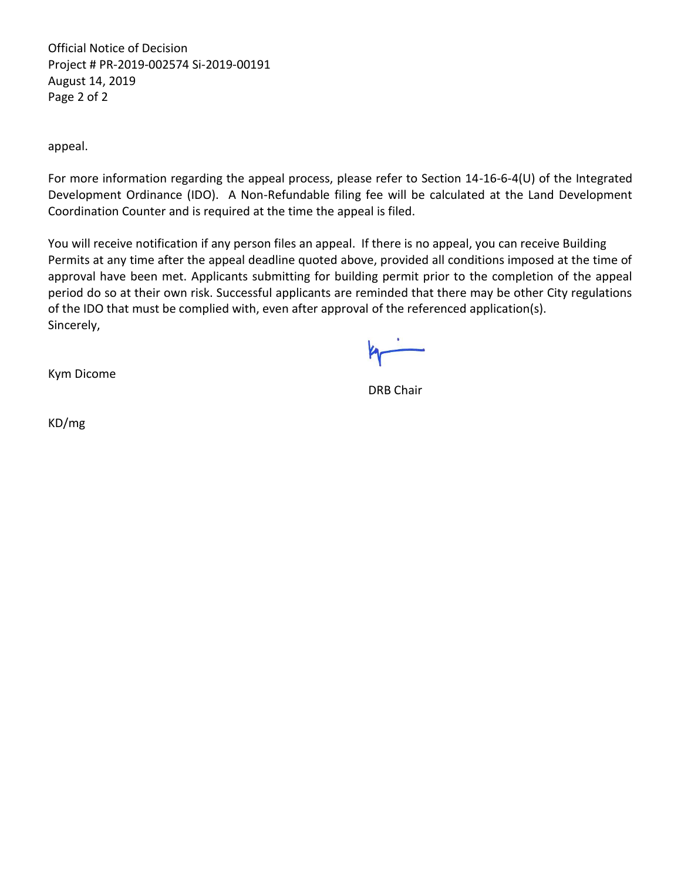appeal.

For more information regarding the appeal process, please refer to Section 14-16-6-4(U) of the Integrated Development Ordinance (IDO). A Non-Refundable filing fee will be calculated at the Land Development Coordination Counter and is required at the time the appeal is filed.

You will receive notification if any person files an appeal. If there is no appeal, you can receive Building Permits at any time after the appeal deadline quoted above, provided all conditions imposed at the time of approval have been met. Applicants submitting for building permit prior to the completion of the appeal period do so at their own risk. Successful applicants are reminded that there may be other City regulations of the IDO that must be complied with, even after approval of the referenced application(s).

Sincerely,

Kym Dicome

DRB Chair

KD/mg